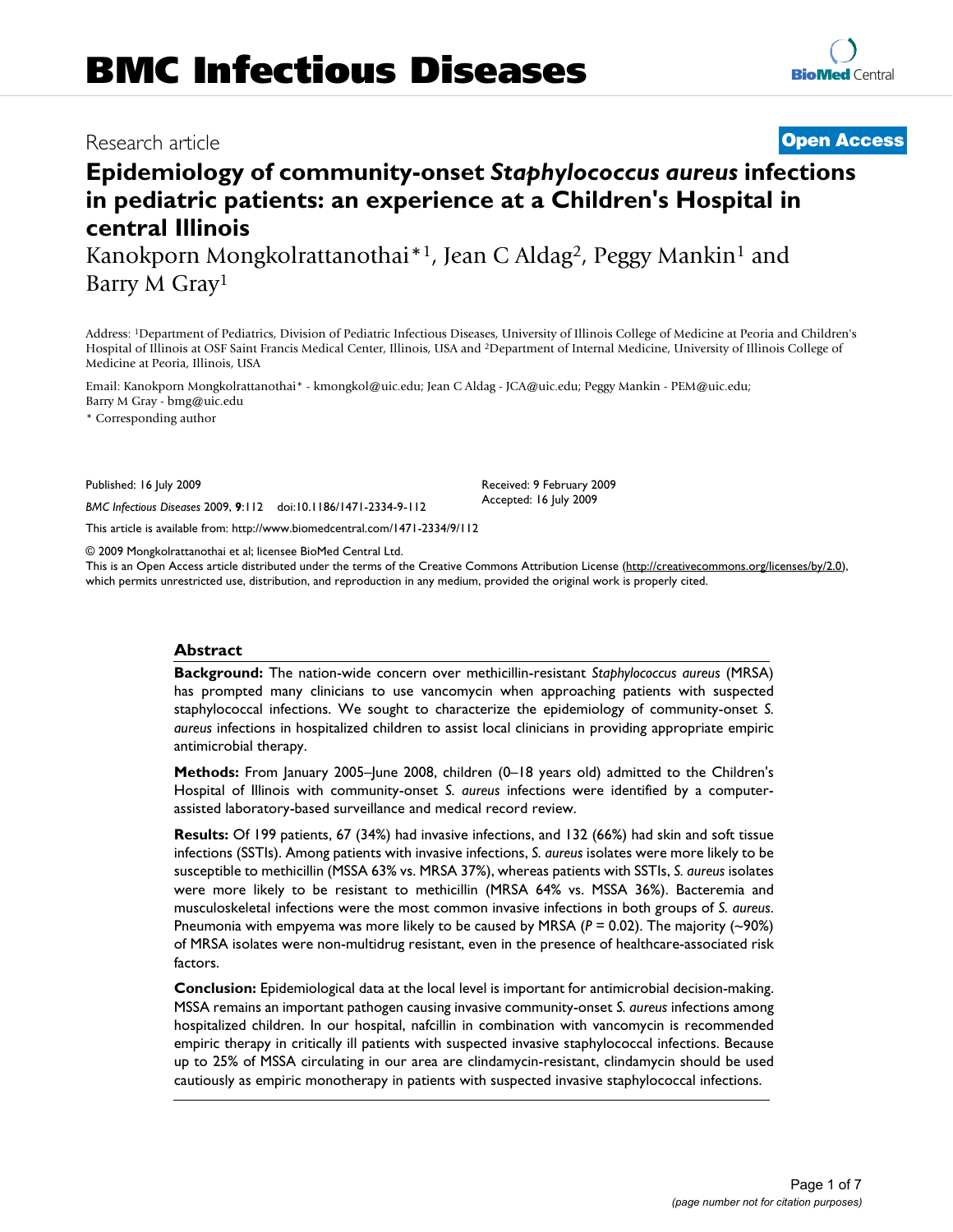# BMC Infectious Diseases

Research article

**Open Access**

# Epidemiology of community-onset *Staphylococcus aureus* infections in pediatric patients: an experience at a Children's Hospital in central Illinois

Kanokporn Mongkolrattanothai*[1], Jean C Aldag[2], Peggy Mankin[1] and Barry M Gray[1]

Address: [1]Department of Pediatrics, Division of Pediatric Infectious Diseases, University of Illinois College of Medicine at Peoria and Children's Hospital of Illinois at OSF Saint Francis Medical Center, Illinois, USA and [2]Department of Internal Medicine, University of Illinois College of Medicine at Peoria, Illinois, USA

Email: Kanokporn Mongkolrattanothai* - kmongkol@uic.edu; Jean C Aldag - JCA@uic.edu; Peggy Mankin - PEM@uic.edu; Barry M Gray - bmg@uic.edu

* Corresponding author

Published: 16 July 2009

*BMC Infectious Diseases* 2009, **9**:112 doi:10.1186/1471-2334-9-112

Received: 9 February 2009
Accepted: 16 July 2009

This article is available from: http://www.biomedcentral.com/1471-2334/9/112

© 2009 Mongkolrattanothai et al; licensee BioMed Central Ltd.
This is an Open Access article distributed under the terms of the Creative Commons Attribution License (http://creativecommons.org/licenses/by/2.0), which permits unrestricted use, distribution, and reproduction in any medium, provided the original work is properly cited.

## Abstract

**Background:** The nation-wide concern over methicillin-resistant *Staphylococcus aureus* (MRSA) has prompted many clinicians to use vancomycin when approaching patients with suspected staphylococcal infections. We sought to characterize the epidemiology of community-onset *S. aureus* infections in hospitalized children to assist local clinicians in providing appropriate empiric antimicrobial therapy.

**Methods:** From January 2005–June 2008, children (0–18 years old) admitted to the Children's Hospital of Illinois with community-onset *S. aureus* infections were identified by a computer-assisted laboratory-based surveillance and medical record review.

**Results:** Of 199 patients, 67 (34%) had invasive infections, and 132 (66%) had skin and soft tissue infections (SSTIs). Among patients with invasive infections, *S. aureus* isolates were more likely to be susceptible to methicillin (MSSA 63% vs. MRSA 37%), whereas patients with SSTIs, *S. aureus* isolates were more likely to be resistant to methicillin (MRSA 64% vs. MSSA 36%). Bacteremia and musculoskeletal infections were the most common invasive infections in both groups of *S. aureus*. Pneumonia with empyema was more likely to be caused by MRSA (*P* = 0.02). The majority (~90%) of MRSA isolates were non-multidrug resistant, even in the presence of healthcare-associated risk factors.

**Conclusion:** Epidemiological data at the local level is important for antimicrobial decision-making. MSSA remains an important pathogen causing invasive community-onset *S. aureus* infections among hospitalized children. In our hospital, nafcillin in combination with vancomycin is recommended empiric therapy in critically ill patients with suspected invasive staphylococcal infections. Because up to 25% of MSSA circulating in our area are clindamycin-resistant, clindamycin should be used cautiously as empiric monotherapy in patients with suspected invasive staphylococcal infections.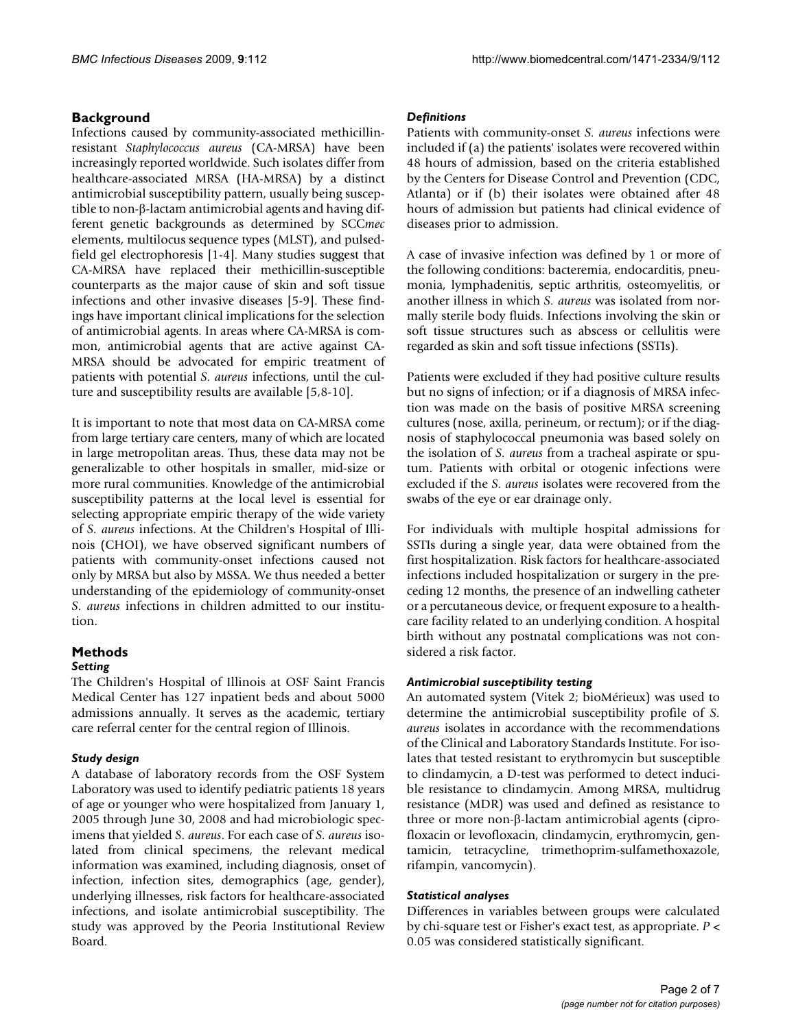## Background

Infections caused by community-associated methicillin-resistant *Staphylococcus aureus* (CA-MRSA) have been increasingly reported worldwide. Such isolates differ from healthcare-associated MRSA (HA-MRSA) by a distinct antimicrobial susceptibility pattern, usually being susceptible to non-β-lactam antimicrobial agents and having different genetic backgrounds as determined by SCC*mec* elements, multilocus sequence types (MLST), and pulsed-field gel electrophoresis [1-4]. Many studies suggest that CA-MRSA have replaced their methicillin-susceptible counterparts as the major cause of skin and soft tissue infections and other invasive diseases [5-9]. These findings have important clinical implications for the selection of antimicrobial agents. In areas where CA-MRSA is common, antimicrobial agents that are active against CA-MRSA should be advocated for empiric treatment of patients with potential *S. aureus* infections, until the culture and susceptibility results are available [5,8-10].

It is important to note that most data on CA-MRSA come from large tertiary care centers, many of which are located in large metropolitan areas. Thus, these data may not be generalizable to other hospitals in smaller, mid-size or more rural communities. Knowledge of the antimicrobial susceptibility patterns at the local level is essential for selecting appropriate empiric therapy of the wide variety of *S. aureus* infections. At the Children's Hospital of Illinois (CHOI), we have observed significant numbers of patients with community-onset infections caused not only by MRSA but also by MSSA. We thus needed a better understanding of the epidemiology of community-onset *S. aureus* infections in children admitted to our institution.

## Methods

### *Setting*

The Children's Hospital of Illinois at OSF Saint Francis Medical Center has 127 inpatient beds and about 5000 admissions annually. It serves as the academic, tertiary care referral center for the central region of Illinois.

### *Study design*

A database of laboratory records from the OSF System Laboratory was used to identify pediatric patients 18 years of age or younger who were hospitalized from January 1, 2005 through June 30, 2008 and had microbiologic specimens that yielded *S. aureus*. For each case of *S. aureus* isolated from clinical specimens, the relevant medical information was examined, including diagnosis, onset of infection, infection sites, demographics (age, gender), underlying illnesses, risk factors for healthcare-associated infections, and isolate antimicrobial susceptibility. The study was approved by the Peoria Institutional Review Board.

### *Definitions*

Patients with community-onset *S. aureus* infections were included if (a) the patients' isolates were recovered within 48 hours of admission, based on the criteria established by the Centers for Disease Control and Prevention (CDC, Atlanta) or if (b) their isolates were obtained after 48 hours of admission but patients had clinical evidence of diseases prior to admission.

A case of invasive infection was defined by 1 or more of the following conditions: bacteremia, endocarditis, pneumonia, lymphadenitis, septic arthritis, osteomyelitis, or another illness in which *S. aureus* was isolated from normally sterile body fluids. Infections involving the skin or soft tissue structures such as abscess or cellulitis were regarded as skin and soft tissue infections (SSTIs).

Patients were excluded if they had positive culture results but no signs of infection; or if a diagnosis of MRSA infection was made on the basis of positive MRSA screening cultures (nose, axilla, perineum, or rectum); or if the diagnosis of staphylococcal pneumonia was based solely on the isolation of *S. aureus* from a tracheal aspirate or sputum. Patients with orbital or otogenic infections were excluded if the *S. aureus* isolates were recovered from the swabs of the eye or ear drainage only.

For individuals with multiple hospital admissions for SSTIs during a single year, data were obtained from the first hospitalization. Risk factors for healthcare-associated infections included hospitalization or surgery in the preceding 12 months, the presence of an indwelling catheter or a percutaneous device, or frequent exposure to a healthcare facility related to an underlying condition. A hospital birth without any postnatal complications was not considered a risk factor.

### *Antimicrobial susceptibility testing*

An automated system (Vitek 2; bioMérieux) was used to determine the antimicrobial susceptibility profile of *S. aureus* isolates in accordance with the recommendations of the Clinical and Laboratory Standards Institute. For isolates that tested resistant to erythromycin but susceptible to clindamycin, a D-test was performed to detect inducible resistance to clindamycin. Among MRSA, multidrug resistance (MDR) was used and defined as resistance to three or more non-β-lactam antimicrobial agents (ciprofloxacin or levofloxacin, clindamycin, erythromycin, gentamicin, tetracycline, trimethoprim-sulfamethoxazole, rifampin, vancomycin).

### *Statistical analyses*

Differences in variables between groups were calculated by chi-square test or Fisher's exact test, as appropriate. $P < 0.05$ was considered statistically significant.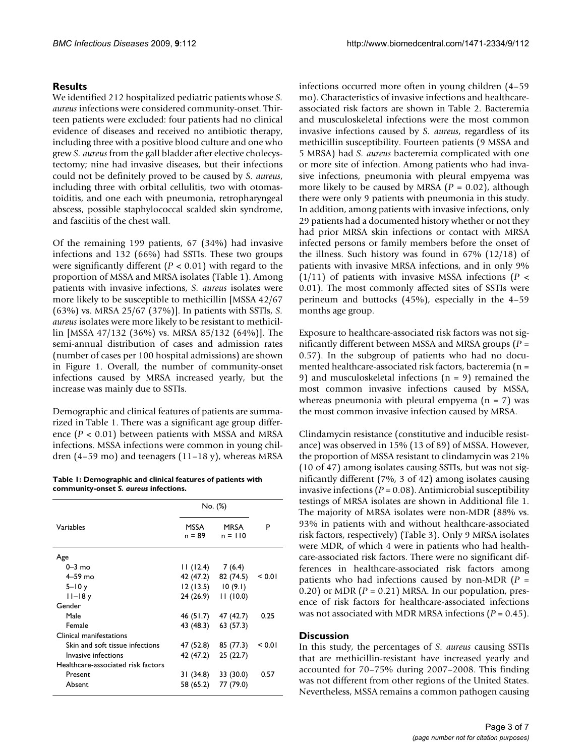## Results

We identified 212 hospitalized pediatric patients whose *S. aureus* infections were considered community-onset. Thirteen patients were excluded: four patients had no clinical evidence of diseases and received no antibiotic therapy, including three with a positive blood culture and one who grew *S. aureus* from the gall bladder after elective cholecystectomy; nine had invasive diseases, but their infections could not be definitely proved to be caused by *S. aureus*, including three with orbital cellulitis, two with otomastoiditis, and one each with pneumonia, retropharyngeal abscess, possible staphylococcal scalded skin syndrome, and fasciitis of the chest wall.

Of the remaining 199 patients, 67 (34%) had invasive infections and 132 (66%) had SSTIs. These two groups were significantly different ($P < 0.01$) with regard to the proportion of MSSA and MRSA isolates (Table 1). Among patients with invasive infections, *S. aureus* isolates were more likely to be susceptible to methicillin [MSSA 42/67 (63%) vs. MRSA 25/67 (37%)]. In patients with SSTIs, *S. aureus* isolates were more likely to be resistant to methicillin [MSSA 47/132 (36%) vs. MRSA 85/132 (64%)]. The semi-annual distribution of cases and admission rates (number of cases per 100 hospital admissions) are shown in Figure 1. Overall, the number of community-onset infections caused by MRSA increased yearly, but the increase was mainly due to SSTIs.

Demographic and clinical features of patients are summarized in Table 1. There was a significant age group difference ($P < 0.01$) between patients with MSSA and MRSA infections. MSSA infections were common in young children (4–59 mo) and teenagers (11–18 y), whereas MRSA infections occurred more often in young children (4–59 mo). Characteristics of invasive infections and healthcare-associated risk factors are shown in Table 2. Bacteremia and musculoskeletal infections were the most common invasive infections caused by *S. aureus*, regardless of its methicillin susceptibility. Fourteen patients (9 MSSA and 5 MRSA) had *S. aureus* bacteremia complicated with one or more site of infection. Among patients who had invasive infections, pneumonia with pleural empyema was more likely to be caused by MRSA ($P = 0.02$), although there were only 9 patients with pneumonia in this study. In addition, among patients with invasive infections, only 29 patients had a documented history whether or not they had prior MRSA skin infections or contact with MRSA infected persons or family members before the onset of the illness. Such history was found in 67% (12/18) of patients with invasive MRSA infections, and in only 9% (1/11) of patients with invasive MSSA infections ($P < 0.01$). The most commonly affected sites of SSTIs were perineum and buttocks (45%), especially in the 4–59 months age group.

**Table 1: Demographic and clinical features of patients with community-onset *S. aureus* infections.**

| Variables | No. (%) | | P |
|---|---|---|---|
| | MSSA n = 89 | MRSA n = 110 | |
| Age | | | |
| 0–3 mo | 11 (12.4) | 7 (6.4) | |
| 4–59 mo | 42 (47.2) | 82 (74.5) | < 0.01 |
| 5–10 y | 12 (13.5) | 10 (9.1) | |
| 11–18 y | 24 (26.9) | 11 (10.0) | |
| Gender | | | |
| Male | 46 (51.7) | 47 (42.7) | 0.25 |
| Female | 43 (48.3) | 63 (57.3) | |
| Clinical manifestations | | | |
| Skin and soft tissue infections | 47 (52.8) | 85 (77.3) | < 0.01 |
| Invasive infections | 42 (47.2) | 25 (22.7) | |
| Healthcare-associated risk factors | | | |
| Present | 31 (34.8) | 33 (30.0) | 0.57 |
| Absent | 58 (65.2) | 77 (79.0) | |

Exposure to healthcare-associated risk factors was not significantly different between MSSA and MRSA groups ($P = 0.57$). In the subgroup of patients who had no documented healthcare-associated risk factors, bacteremia (n = 9) and musculoskeletal infections (n = 9) remained the most common invasive infections caused by MSSA, whereas pneumonia with pleural empyema (n = 7) was the most common invasive infection caused by MRSA.

Clindamycin resistance (constitutive and inducible resistance) was observed in 15% (13 of 89) of MSSA. However, the proportion of MSSA resistant to clindamycin was 21% (10 of 47) among isolates causing SSTIs, but was not significantly different (7%, 3 of 42) among isolates causing invasive infections ($P = 0.08$). Antimicrobial susceptibility testings of MRSA isolates are shown in Additional file 1. The majority of MRSA isolates were non-MDR (88% vs. 93% in patients with and without healthcare-associated risk factors, respectively) (Table 3). Only 9 MRSA isolates were MDR, of which 4 were in patients who had healthcare-associated risk factors. There were no significant differences in healthcare-associated risk factors among patients who had infections caused by non-MDR ($P = 0.20$) or MDR ($P = 0.21$) MRSA. In our population, presence of risk factors for healthcare-associated infections was not associated with MDR MRSA infections ($P = 0.45$).

## Discussion

In this study, the percentages of *S. aureus* causing SSTIs that are methicillin-resistant have increased yearly and accounted for 70–75% during 2007–2008. This finding was not different from other regions of the United States. Nevertheless, MSSA remains a common pathogen causing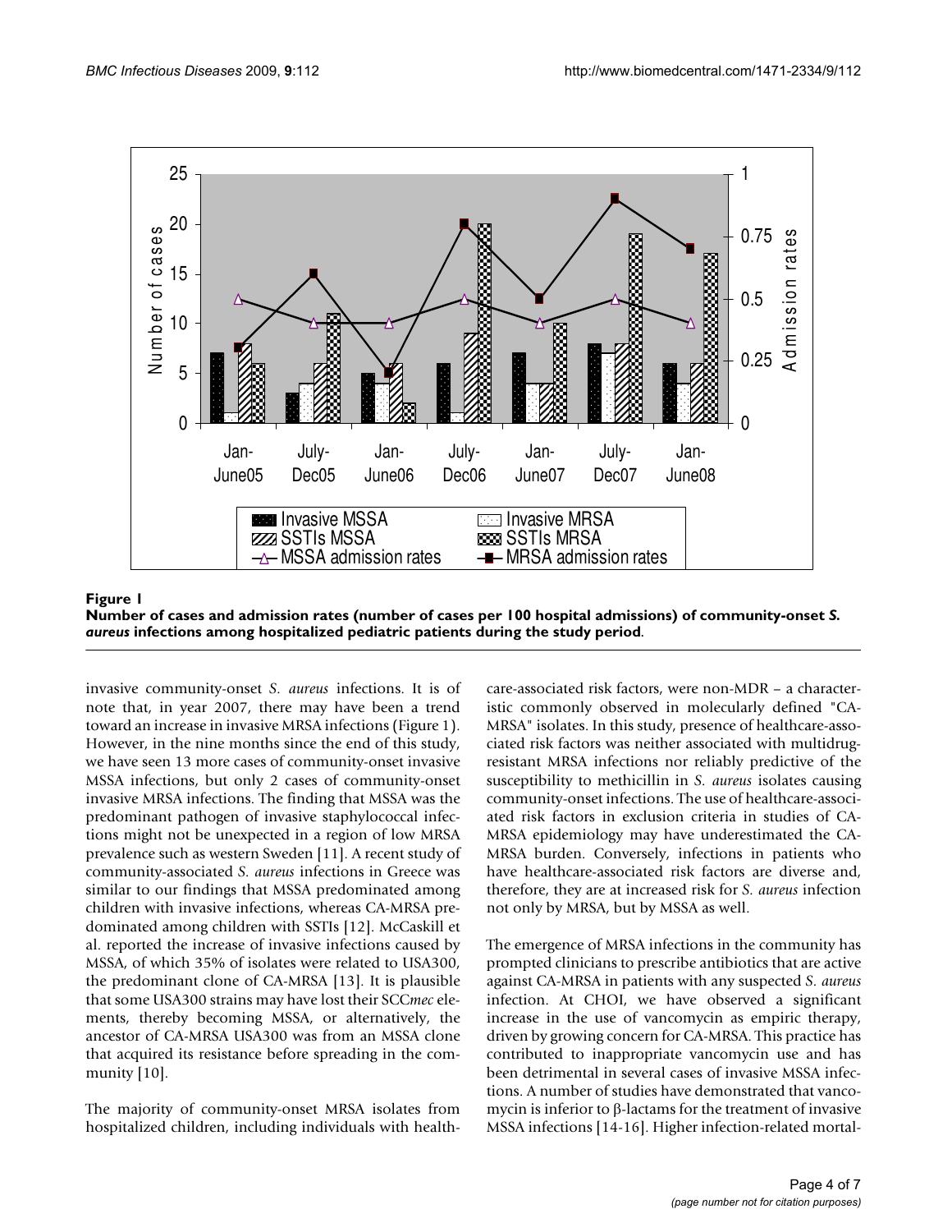**Figure 1**

**Number of cases and admission rates (number of cases per 100 hospital admissions) of community-onset *S. aureus* infections among hospitalized pediatric patients during the study period**.

invasive community-onset *S. aureus* infections. It is of note that, in year 2007, there may have been a trend toward an increase in invasive MRSA infections (Figure 1). However, in the nine months since the end of this study, we have seen 13 more cases of community-onset invasive MSSA infections, but only 2 cases of community-onset invasive MRSA infections. The finding that MSSA was the predominant pathogen of invasive staphylococcal infections might not be unexpected in a region of low MRSA prevalence such as western Sweden [11]. A recent study of community-associated *S. aureus* infections in Greece was similar to our findings that MSSA predominated among children with invasive infections, whereas CA-MRSA predominated among children with SSTIs [12]. McCaskill et al. reported the increase of invasive infections caused by MSSA, of which 35% of isolates were related to USA300, the predominant clone of CA-MRSA [13]. It is plausible that some USA300 strains may have lost their SCC*mec* elements, thereby becoming MSSA, or alternatively, the ancestor of CA-MRSA USA300 was from an MSSA clone that acquired its resistance before spreading in the community [10].

The majority of community-onset MRSA isolates from hospitalized children, including individuals with healthcare-associated risk factors, were non-MDR – a characteristic commonly observed in molecularly defined "CA-MRSA" isolates. In this study, presence of healthcare-associated risk factors was neither associated with multidrug-resistant MRSA infections nor reliably predictive of the susceptibility to methicillin in *S. aureus* isolates causing community-onset infections. The use of healthcare-associated risk factors in exclusion criteria in studies of CA-MRSA epidemiology may have underestimated the CA-MRSA burden. Conversely, infections in patients who have healthcare-associated risk factors are diverse and, therefore, they are at increased risk for *S. aureus* infection not only by MRSA, but by MSSA as well.

The emergence of MRSA infections in the community has prompted clinicians to prescribe antibiotics that are active against CA-MRSA in patients with any suspected *S. aureus* infection. At CHOI, we have observed a significant increase in the use of vancomycin as empiric therapy, driven by growing concern for CA-MRSA. This practice has contributed to inappropriate vancomycin use and has been detrimental in several cases of invasive MSSA infections. A number of studies have demonstrated that vancomycin is inferior to β-lactams for the treatment of invasive MSSA infections [14-16]. Higher infection-related mortal-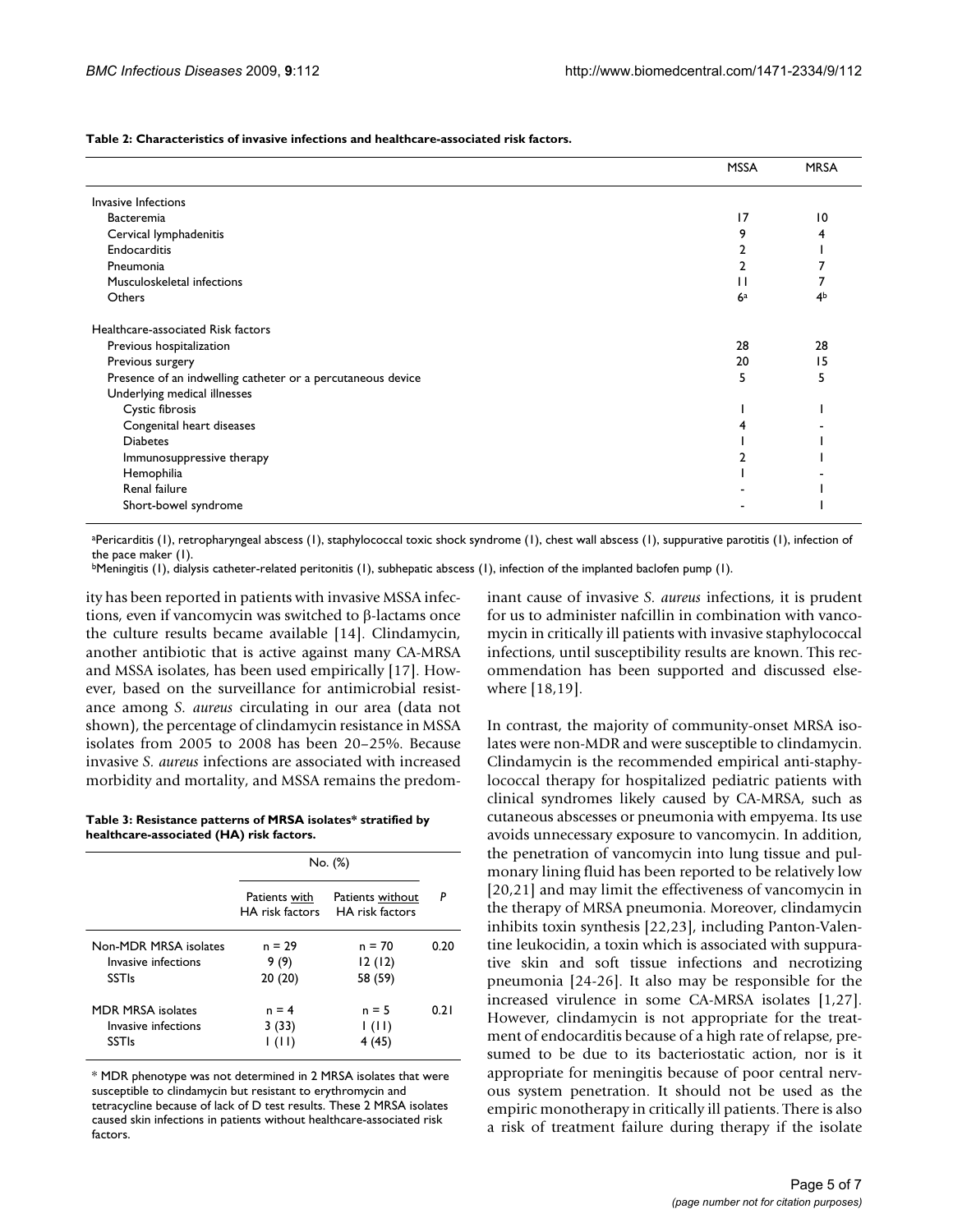**Table 2: Characteristics of invasive infections and healthcare-associated risk factors.**

| | MSSA | MRSA |
|---|---|---|
| Invasive Infections | | |
| Bacteremia | 17 | 10 |
| Cervical lymphadenitis | 9 | 4 |
| Endocarditis | 2 | 1 |
| Pneumonia | 2 | 7 |
| Musculoskeletal infections | 11 | 7 |
| Others | 6[a] | 4[b] |
| Healthcare-associated Risk factors | | |
| Previous hospitalization | 28 | 28 |
| Previous surgery | 20 | 15 |
| Presence of an indwelling catheter or a percutaneous device | 5 | 5 |
| Underlying medical illnesses | | |
| Cystic fibrosis | 1 | 1 |
| Congenital heart diseases | 4 | - |
| Diabetes | 1 | 1 |
| Immunosuppressive therapy | 2 | 1 |
| Hemophilia | 1 | - |
| Renal failure | - | 1 |
| Short-bowel syndrome | - | 1 |

[a]Pericarditis (1), retropharyngeal abscess (1), staphylococcal toxic shock syndrome (1), chest wall abscess (1), suppurative parotitis (1), infection of the pace maker (1).
[b]Meningitis (1), dialysis catheter-related peritonitis (1), subhepatic abscess (1), infection of the implanted baclofen pump (1).

ity has been reported in patients with invasive MSSA infections, even if vancomycin was switched to β-lactams once the culture results became available [14]. Clindamycin, another antibiotic that is active against many CA-MRSA and MSSA isolates, has been used empirically [17]. However, based on the surveillance for antimicrobial resistance among *S. aureus* circulating in our area (data not shown), the percentage of clindamycin resistance in MSSA isolates from 2005 to 2008 has been 20–25%. Because invasive *S. aureus* infections are associated with increased morbidity and mortality, and MSSA remains the predominant cause of invasive *S. aureus* infections, it is prudent for us to administer nafcillin in combination with vancomycin in critically ill patients with invasive staphylococcal infections, until susceptibility results are known. This recommendation has been supported and discussed elsewhere [18,19].

**Table 3: Resistance patterns of MRSA isolates\* stratified by healthcare-associated (HA) risk factors.**

| | No. (%) | | |
|---|---|---|---|
| | Patients with HA risk factors | Patients without HA risk factors | P |
| Non-MDR MRSA isolates | n = 29 | n = 70 | 0.20 |
| Invasive infections | 9 (9) | 12 (12) | |
| SSTIs | 20 (20) | 58 (59) | |
| MDR MRSA isolates | n = 4 | n = 5 | 0.21 |
| Invasive infections | 3 (33) | 1 (11) | |
| SSTIs | 1 (11) | 4 (45) | |

\* MDR phenotype was not determined in 2 MRSA isolates that were susceptible to clindamycin but resistant to erythromycin and tetracycline because of lack of D test results. These 2 MRSA isolates caused skin infections in patients without healthcare-associated risk factors.

In contrast, the majority of community-onset MRSA isolates were non-MDR and were susceptible to clindamycin. Clindamycin is the recommended empirical anti-staphylococcal therapy for hospitalized pediatric patients with clinical syndromes likely caused by CA-MRSA, such as cutaneous abscesses or pneumonia with empyema. Its use avoids unnecessary exposure to vancomycin. In addition, the penetration of vancomycin into lung tissue and pulmonary lining fluid has been reported to be relatively low [20,21] and may limit the effectiveness of vancomycin in the therapy of MRSA pneumonia. Moreover, clindamycin inhibits toxin synthesis [22,23], including Panton-Valentine leukocidin, a toxin which is associated with suppurative skin and soft tissue infections and necrotizing pneumonia [24-26]. It also may be responsible for the increased virulence in some CA-MRSA isolates [1,27]. However, clindamycin is not appropriate for the treatment of endocarditis because of a high rate of relapse, presumed to be due to its bacteriostatic action, nor is it appropriate for meningitis because of poor central nervous system penetration. It should not be used as the empiric monotherapy in critically ill patients. There is also a risk of treatment failure during therapy if the isolate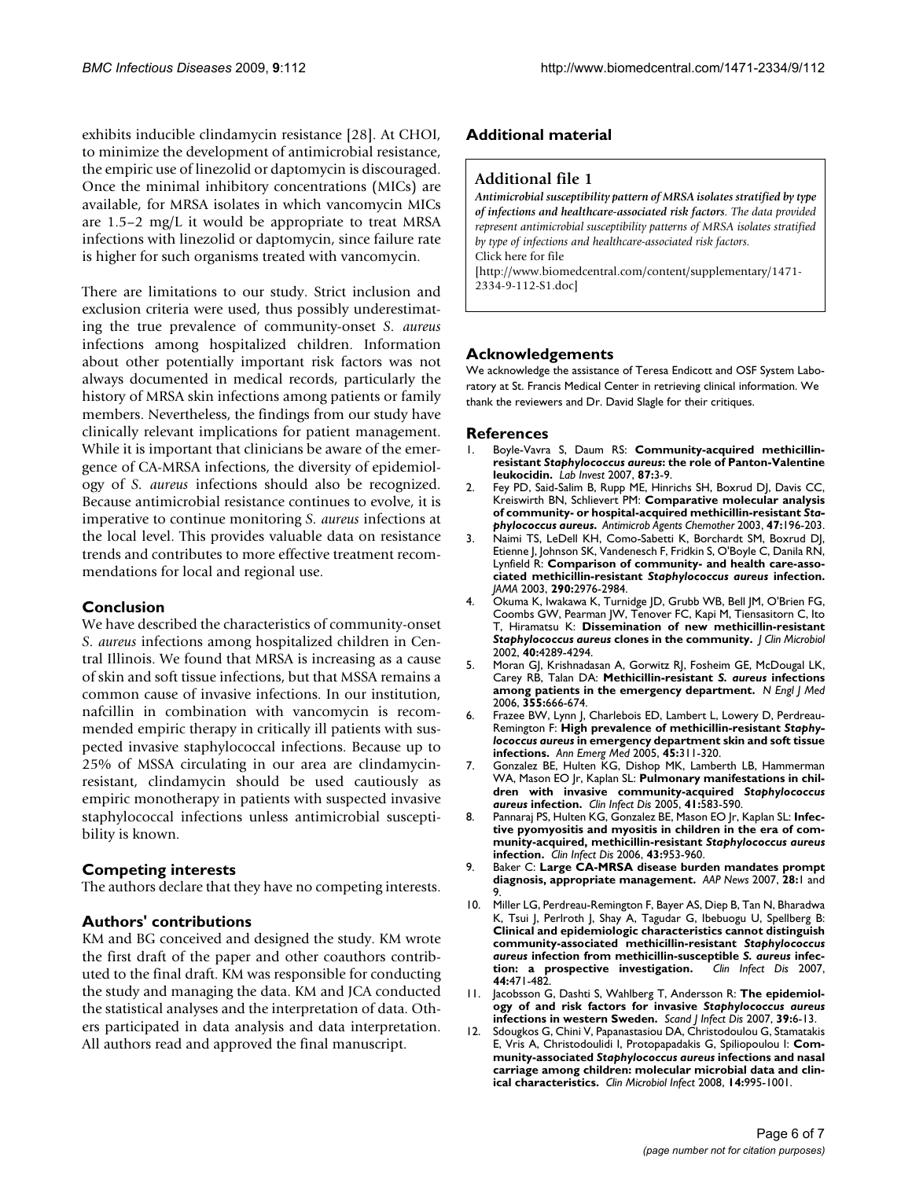exhibits inducible clindamycin resistance [28]. At CHOI, to minimize the development of antimicrobial resistance, the empiric use of linezolid or daptomycin is discouraged. Once the minimal inhibitory concentrations (MICs) are available, for MRSA isolates in which vancomycin MICs are 1.5–2 mg/L it would be appropriate to treat MRSA infections with linezolid or daptomycin, since failure rate is higher for such organisms treated with vancomycin.

There are limitations to our study. Strict inclusion and exclusion criteria were used, thus possibly underestimating the true prevalence of community-onset *S. aureus* infections among hospitalized children. Information about other potentially important risk factors was not always documented in medical records, particularly the history of MRSA skin infections among patients or family members. Nevertheless, the findings from our study have clinically relevant implications for patient management. While it is important that clinicians be aware of the emergence of CA-MRSA infections, the diversity of epidemiology of *S. aureus* infections should also be recognized. Because antimicrobial resistance continues to evolve, it is imperative to continue monitoring *S. aureus* infections at the local level. This provides valuable data on resistance trends and contributes to more effective treatment recommendations for local and regional use.

## Conclusion

We have described the characteristics of community-onset *S. aureus* infections among hospitalized children in Central Illinois. We found that MRSA is increasing as a cause of skin and soft tissue infections, but that MSSA remains a common cause of invasive infections. In our institution, nafcillin in combination with vancomycin is recommended empiric therapy in critically ill patients with suspected invasive staphylococcal infections. Because up to 25% of MSSA circulating in our area are clindamycin-resistant, clindamycin should be used cautiously as empiric monotherapy in patients with suspected invasive staphylococcal infections unless antimicrobial susceptibility is known.

## Competing interests

The authors declare that they have no competing interests.

## Authors' contributions

KM and BG conceived and designed the study. KM wrote the first draft of the paper and other coauthors contributed to the final draft. KM was responsible for conducting the study and managing the data. KM and JCA conducted the statistical analyses and the interpretation of data. Others participated in data analysis and data interpretation. All authors read and approved the final manuscript.

## Additional material

### Additional file 1

***Antimicrobial susceptibility pattern of MRSA isolates stratified by type of infections and healthcare-associated risk factors.*** *The data provided represent antimicrobial susceptibility patterns of MRSA isolates stratified by type of infections and healthcare-associated risk factors.*
Click here for file
[http://www.biomedcentral.com/content/supplementary/1471-2334-9-112-S1.doc]

## Acknowledgements

We acknowledge the assistance of Teresa Endicott and OSF System Laboratory at St. Francis Medical Center in retrieving clinical information. We thank the reviewers and Dr. David Slagle for their critiques.

## References

1. Boyle-Vavra S, Daum RS: **Community-acquired methicillin-resistant *Staphylococcus aureus*: the role of Panton-Valentine leukocidin.** *Lab Invest* 2007, **87:**3-9.
2. Fey PD, Said-Salim B, Rupp ME, Hinrichs SH, Boxrud DJ, Davis CC, Kreiswirth BN, Schlievert PM: **Comparative molecular analysis of community- or hospital-acquired methicillin-resistant *Staphylococcus aureus*.** *Antimicrob Agents Chemother* 2003, **47:**196-203.
3. Naimi TS, LeDell KH, Como-Sabetti K, Borchardt SM, Boxrud DJ, Etienne J, Johnson SK, Vandenesch F, Fridkin S, O'Boyle C, Danila RN, Lynfield R: **Comparison of community- and health care-associated methicillin-resistant *Staphylococcus aureus* infection.** *JAMA* 2003, **290:**2976-2984.
4. Okuma K, Iwakawa K, Turnidge JD, Grubb WB, Bell JM, O'Brien FG, Coombs GW, Pearman JW, Tenover FC, Kapi M, Tiensasitorn C, Ito T, Hiramatsu K: **Dissemination of new methicillin-resistant *Staphylococcus aureus* clones in the community.** *J Clin Microbiol* 2002, **40:**4289-4294.
5. Moran GJ, Krishnadasan A, Gorwitz RJ, Fosheim GE, McDougal LK, Carey RB, Talan DA: **Methicillin-resistant *S. aureus* infections among patients in the emergency department.** *N Engl J Med* 2006, **355:**666-674.
6. Frazee BW, Lynn J, Charlebois ED, Lambert L, Lowery D, Perdreau-Remington F: **High prevalence of methicillin-resistant *Staphylococcus aureus* in emergency department skin and soft tissue infections.** *Ann Emerg Med* 2005, **45:**311-320.
7. Gonzalez BE, Hulten KG, Dishop MK, Lamberth LB, Hammerman WA, Mason EO Jr, Kaplan SL: **Pulmonary manifestations in children with invasive community-acquired *Staphylococcus aureus* infection.** *Clin Infect Dis* 2005, **41:**583-590.
8. Pannaraj PS, Hulten KG, Gonzalez BE, Mason EO Jr, Kaplan SL: **Infective pyomyositis and myositis in children in the era of community-acquired, methicillin-resistant *Staphylococcus aureus* infection.** *Clin Infect Dis* 2006, **43:**953-960.
9. Baker C: **Large CA-MRSA disease burden mandates prompt diagnosis, appropriate management.** *AAP News* 2007, **28:**1 and 9.
10. Miller LG, Perdreau-Remington F, Bayer AS, Diep B, Tan N, Bharadwa K, Tsui J, Perlroth J, Shay A, Tagudar G, Ibebuogu U, Spellberg B: **Clinical and epidemiologic characteristics cannot distinguish community-associated methicillin-resistant *Staphylococcus aureus* infection from methicillin-susceptible *S. aureus* infection: a prospective investigation.** *Clin Infect Dis* 2007, **44:**471-482.
11. Jacobsson G, Dashti S, Wahlberg T, Andersson R: **The epidemiology of and risk factors for invasive *Staphylococcus aureus* infections in western Sweden.** *Scand J Infect Dis* 2007, **39:**6-13.
12. Sdougkos G, Chini V, Papanastasiou DA, Christodoulou G, Stamatakis E, Vris A, Christodoulidi I, Protopapadakis G, Spiliopoulou I: **Community-associated *Staphylococcus aureus* infections and nasal carriage among children: molecular microbial data and clinical characteristics.** *Clin Microbiol Infect* 2008, **14:**995-1001.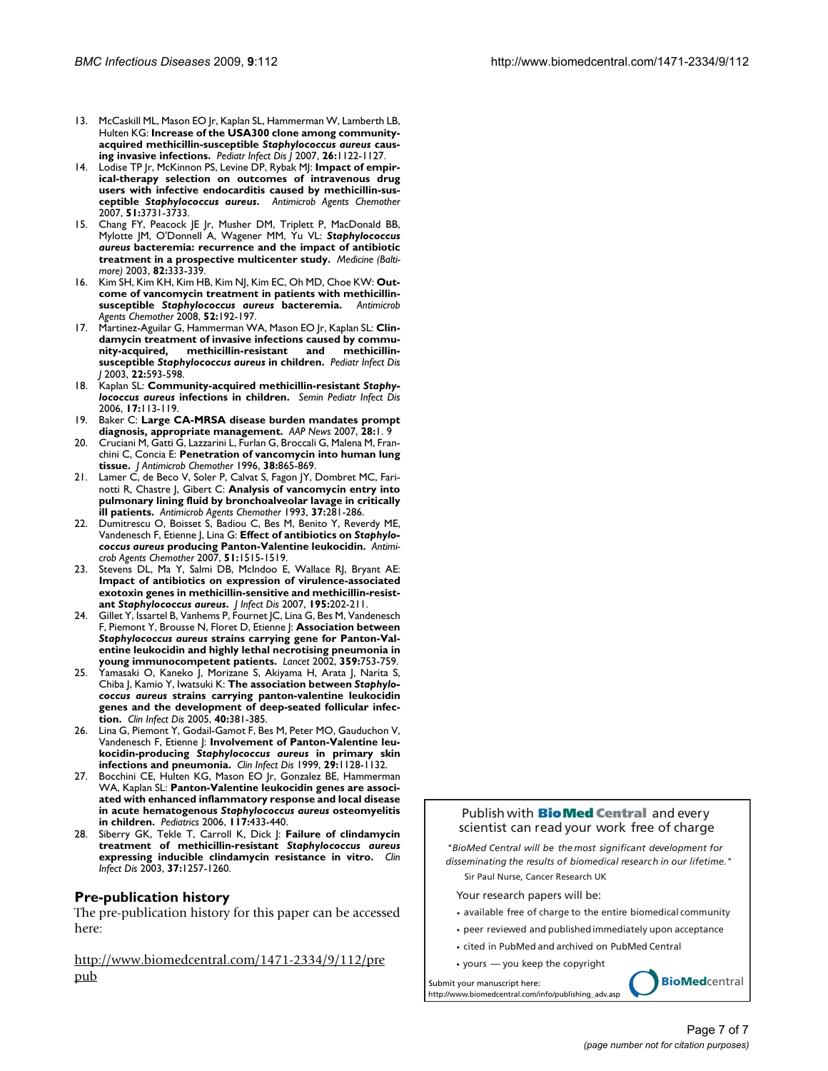13. McCaskill ML, Mason EO Jr, Kaplan SL, Hammerman W, Lamberth LB, Hulten KG: **Increase of the USA300 clone among community-acquired methicillin-susceptible *Staphylococcus aureus* causing invasive infections.** *Pediatr Infect Dis J* 2007, **26:**1122-1127.
14. Lodise TP Jr, McKinnon PS, Levine DP, Rybak MJ: **Impact of empirical-therapy selection on outcomes of intravenous drug users with infective endocarditis caused by methicillin-susceptible *Staphylococcus aureus*.** *Antimicrob Agents Chemother* 2007, **51:**3731-3733.
15. Chang FY, Peacock JE Jr, Musher DM, Triplett P, MacDonald BB, Mylotte JM, O'Donnell A, Wagener MM, Yu VL: ***Staphylococcus aureus* bacteremia: recurrence and the impact of antibiotic treatment in a prospective multicenter study.** *Medicine (Baltimore)* 2003, **82:**333-339.
16. Kim SH, Kim KH, Kim HB, Kim NJ, Kim EC, Oh MD, Choe KW: **Outcome of vancomycin treatment in patients with methicillin-susceptible *Staphylococcus aureus* bacteremia.** *Antimicrob Agents Chemother* 2008, **52:**192-197.
17. Martinez-Aguilar G, Hammerman WA, Mason EO Jr, Kaplan SL: **Clindamycin treatment of invasive infections caused by community-acquired, methicillin-resistant and methicillin-susceptible *Staphylococcus aureus* in children.** *Pediatr Infect Dis J* 2003, **22:**593-598.
18. Kaplan SL: **Community-acquired methicillin-resistant *Staphylococcus aureus* infections in children.** *Semin Pediatr Infect Dis* 2006, **17:**113-119.
19. Baker C: **Large CA-MRSA disease burden mandates prompt diagnosis, appropriate management.** *AAP News* 2007, **28:**1. 9
20. Cruciani M, Gatti G, Lazzarini L, Furlan G, Broccali G, Malena M, Franchini C, Concia E: **Penetration of vancomycin into human lung tissue.** *J Antimicrob Chemother* 1996, **38:**865-869.
21. Lamer C, de Beco V, Soler P, Calvat S, Fagon JY, Dombret MC, Farinotti R, Chastre J, Gibert C: **Analysis of vancomycin entry into pulmonary lining fluid by bronchoalveolar lavage in critically ill patients.** *Antimicrob Agents Chemother* 1993, **37:**281-286.
22. Dumitrescu O, Boisset S, Badiou C, Bes M, Benito Y, Reverdy ME, Vandenesch F, Etienne J, Lina G: **Effect of antibiotics on *Staphylococcus aureus* producing Panton-Valentine leukocidin.** *Antimicrob Agents Chemother* 2007, **51:**1515-1519.
23. Stevens DL, Ma Y, Salmi DB, McIndoo E, Wallace RJ, Bryant AE: **Impact of antibiotics on expression of virulence-associated exotoxin genes in methicillin-sensitive and methicillin-resistant *Staphylococcus aureus*.** *J Infect Dis* 2007, **195:**202-211.
24. Gillet Y, Issartel B, Vanhems P, Fournet JC, Lina G, Bes M, Vandenesch F, Piemont Y, Brousse N, Floret D, Etienne J: **Association between *Staphylococcus aureus* strains carrying gene for Panton-Valentine leukocidin and highly lethal necrotising pneumonia in young immunocompetent patients.** *Lancet* 2002, **359:**753-759.
25. Yamasaki O, Kaneko J, Morizane S, Akiyama H, Arata J, Narita S, Chiba J, Kamio Y, Iwatsuki K: **The association between *Staphylococcus aureus* strains carrying panton-valentine leukocidin genes and the development of deep-seated follicular infection.** *Clin Infect Dis* 2005, **40:**381-385.
26. Lina G, Piemont Y, Godail-Gamot F, Bes M, Peter MO, Gauduchon V, Vandenesch F, Etienne J: **Involvement of Panton-Valentine leukocidin-producing *Staphylococcus aureus* in primary skin infections and pneumonia.** *Clin Infect Dis* 1999, **29:**1128-1132.
27. Bocchini CE, Hulten KG, Mason EO Jr, Gonzalez BE, Hammerman WA, Kaplan SL: **Panton-Valentine leukocidin genes are associated with enhanced inflammatory response and local disease in acute hematogenous *Staphylococcus aureus* osteomyelitis in children.** *Pediatrics* 2006, **117:**433-440.
28. Siberry GK, Tekle T, Carroll K, Dick J: **Failure of clindamycin treatment of methicillin-resistant *Staphylococcus aureus* expressing inducible clindamycin resistance in vitro.** *Clin Infect Dis* 2003, **37:**1257-1260.

## Pre-publication history

The pre-publication history for this paper can be accessed here:

http://www.biomedcentral.com/1471-2334/9/112/prepub

Publish with **BioMed Central** and every scientist can read your work free of charge

*"BioMed Central will be the most significant development for disseminating the results of biomedical research in our lifetime."*

Sir Paul Nurse, Cancer Research UK

Your research papers will be:

- available free of charge to the entire biomedical community
- peer reviewed and published immediately upon acceptance
- cited in PubMed and archived on PubMed Central
- yours — you keep the copyright

Submit your manuscript here:
http://www.biomedcentral.com/info/publishing_adv.asp

BioMedcentral